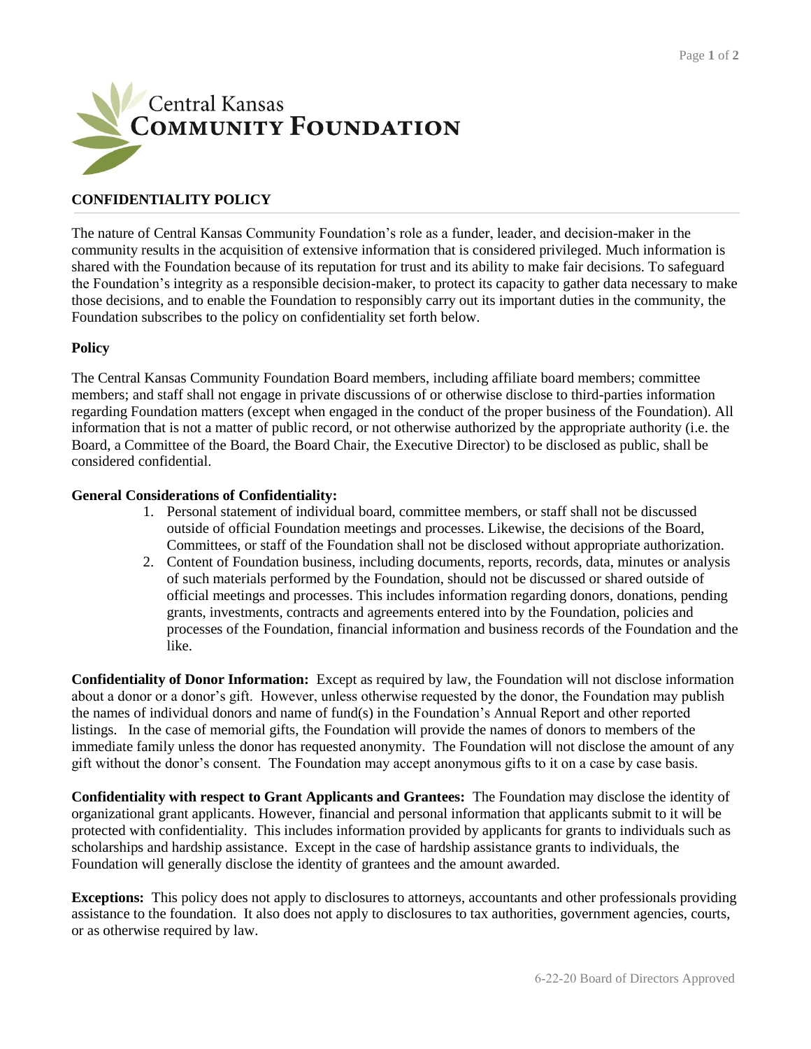Central Kansas
**COMMUNITY FOUNDATION**

## CONFIDENTIALITY POLICY

The nature of Central Kansas Community Foundation's role as a funder, leader, and decision-maker in the community results in the acquisition of extensive information that is considered privileged. Much information is shared with the Foundation because of its reputation for trust and its ability to make fair decisions. To safeguard the Foundation's integrity as a responsible decision-maker, to protect its capacity to gather data necessary to make those decisions, and to enable the Foundation to responsibly carry out its important duties in the community, the Foundation subscribes to the policy on confidentiality set forth below.

### Policy

The Central Kansas Community Foundation Board members, including affiliate board members; committee members; and staff shall not engage in private discussions of or otherwise disclose to third-parties information regarding Foundation matters (except when engaged in the conduct of the proper business of the Foundation). All information that is not a matter of public record, or not otherwise authorized by the appropriate authority (i.e. the Board, a Committee of the Board, the Board Chair, the Executive Director) to be disclosed as public, shall be considered confidential.

**General Considerations of Confidentiality:**

1. Personal statement of individual board, committee members, or staff shall not be discussed outside of official Foundation meetings and processes. Likewise, the decisions of the Board, Committees, or staff of the Foundation shall not be disclosed without appropriate authorization.
2. Content of Foundation business, including documents, reports, records, data, minutes or analysis of such materials performed by the Foundation, should not be discussed or shared outside of official meetings and processes. This includes information regarding donors, donations, pending grants, investments, contracts and agreements entered into by the Foundation, policies and processes of the Foundation, financial information and business records of the Foundation and the like.

**Confidentiality of Donor Information:** Except as required by law, the Foundation will not disclose information about a donor or a donor's gift. However, unless otherwise requested by the donor, the Foundation may publish the names of individual donors and name of fund(s) in the Foundation's Annual Report and other reported listings. In the case of memorial gifts, the Foundation will provide the names of donors to members of the immediate family unless the donor has requested anonymity. The Foundation will not disclose the amount of any gift without the donor's consent. The Foundation may accept anonymous gifts to it on a case by case basis.

**Confidentiality with respect to Grant Applicants and Grantees:** The Foundation may disclose the identity of organizational grant applicants. However, financial and personal information that applicants submit to it will be protected with confidentiality. This includes information provided by applicants for grants to individuals such as scholarships and hardship assistance. Except in the case of hardship assistance grants to individuals, the Foundation will generally disclose the identity of grantees and the amount awarded.

**Exceptions:** This policy does not apply to disclosures to attorneys, accountants and other professionals providing assistance to the foundation. It also does not apply to disclosures to tax authorities, government agencies, courts, or as otherwise required by law.

6-22-20 Board of Directors Approved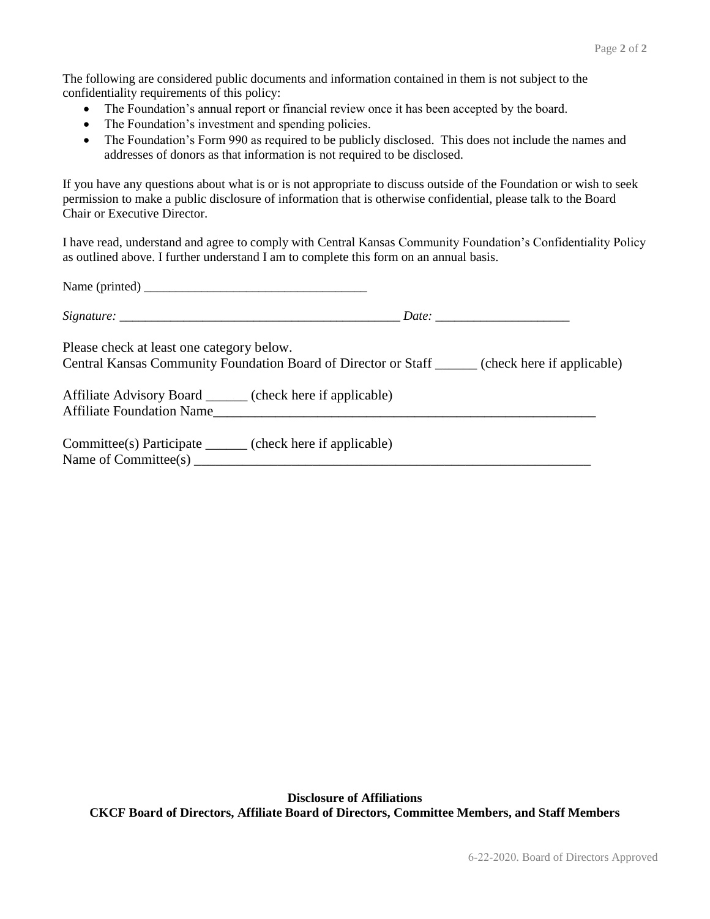The following are considered public documents and information contained in them is not subject to the confidentiality requirements of this policy:

- The Foundation's annual report or financial review once it has been accepted by the board.
- The Foundation's investment and spending policies.
- The Foundation's Form 990 as required to be publicly disclosed. This does not include the names and addresses of donors as that information is not required to be disclosed.

If you have any questions about what is or is not appropriate to discuss outside of the Foundation or wish to seek permission to make a public disclosure of information that is otherwise confidential, please talk to the Board Chair or Executive Director.

I have read, understand and agree to comply with Central Kansas Community Foundation's Confidentiality Policy as outlined above. I further understand I am to complete this form on an annual basis.

Name (printed) ___________________________________

*Signature:* ____________________________________________ *Date:* _____________________

Please check at least one category below.
Central Kansas Community Foundation Board of Director or Staff ______ (check here if applicable)

Affiliate Advisory Board ______ (check here if applicable)
Affiliate Foundation Name_________________________________________________________

Committee(s) Participate ______ (check here if applicable)
Name of Committee(s) ___________________________________________________________

**Disclosure of Affiliations**
**CKCF Board of Directors, Affiliate Board of Directors, Committee Members, and Staff Members**

6-22-2020. Board of Directors Approved